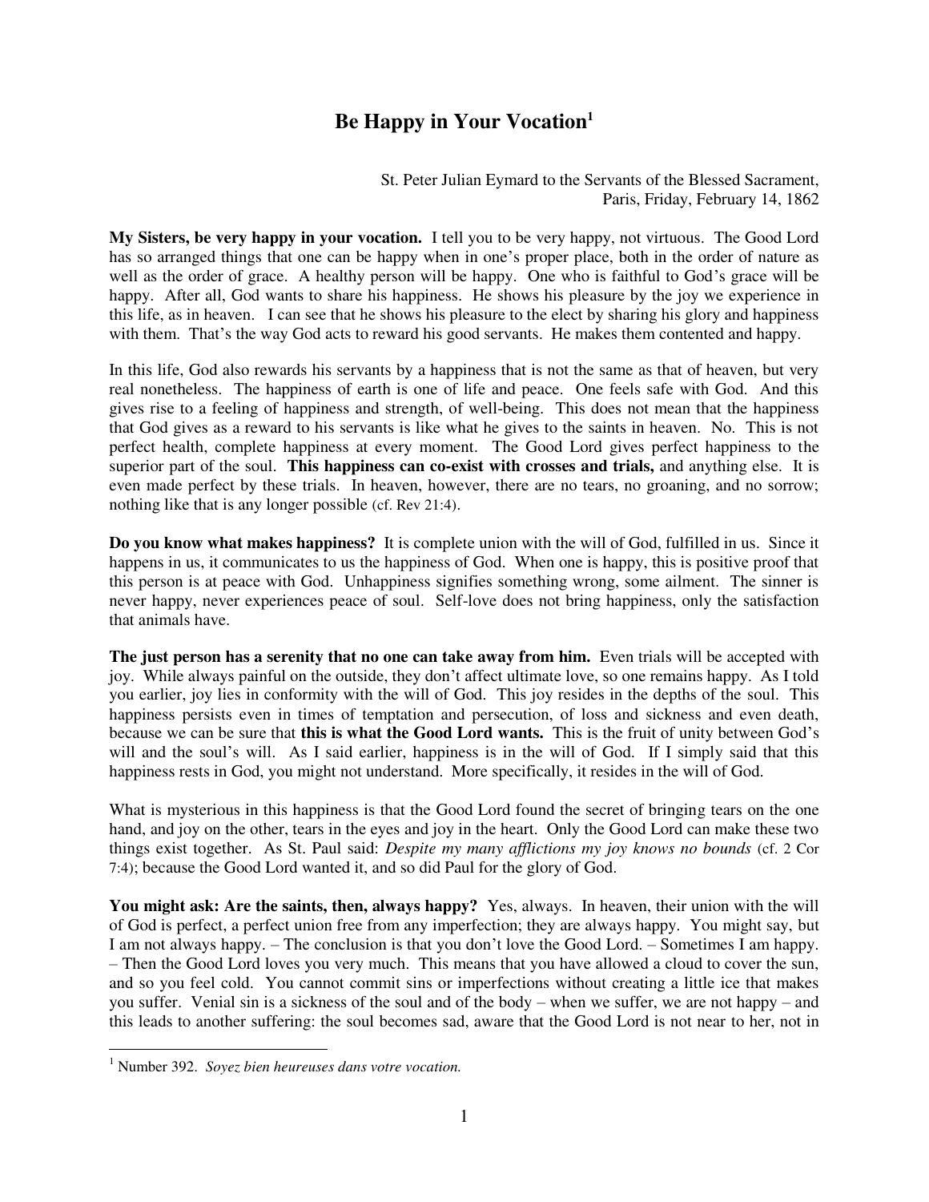# Be Happy in Your Vocation[1]

St. Peter Julian Eymard to the Servants of the Blessed Sacrament,
Paris, Friday, February 14, 1862

**My Sisters, be very happy in your vocation.** I tell you to be very happy, not virtuous. The Good Lord has so arranged things that one can be happy when in one's proper place, both in the order of nature as well as the order of grace. A healthy person will be happy. One who is faithful to God's grace will be happy. After all, God wants to share his happiness. He shows his pleasure by the joy we experience in this life, as in heaven. I can see that he shows his pleasure to the elect by sharing his glory and happiness with them. That's the way God acts to reward his good servants. He makes them contented and happy.

In this life, God also rewards his servants by a happiness that is not the same as that of heaven, but very real nonetheless. The happiness of earth is one of life and peace. One feels safe with God. And this gives rise to a feeling of happiness and strength, of well-being. This does not mean that the happiness that God gives as a reward to his servants is like what he gives to the saints in heaven. No. This is not perfect health, complete happiness at every moment. The Good Lord gives perfect happiness to the superior part of the soul. **This happiness can co-exist with crosses and trials,** and anything else. It is even made perfect by these trials. In heaven, however, there are no tears, no groaning, and no sorrow; nothing like that is any longer possible (cf. Rev 21:4).

**Do you know what makes happiness?** It is complete union with the will of God, fulfilled in us. Since it happens in us, it communicates to us the happiness of God. When one is happy, this is positive proof that this person is at peace with God. Unhappiness signifies something wrong, some ailment. The sinner is never happy, never experiences peace of soul. Self-love does not bring happiness, only the satisfaction that animals have.

**The just person has a serenity that no one can take away from him.** Even trials will be accepted with joy. While always painful on the outside, they don't affect ultimate love, so one remains happy. As I told you earlier, joy lies in conformity with the will of God. This joy resides in the depths of the soul. This happiness persists even in times of temptation and persecution, of loss and sickness and even death, because we can be sure that **this is what the Good Lord wants.** This is the fruit of unity between God's will and the soul's will. As I said earlier, happiness is in the will of God. If I simply said that this happiness rests in God, you might not understand. More specifically, it resides in the will of God.

What is mysterious in this happiness is that the Good Lord found the secret of bringing tears on the one hand, and joy on the other, tears in the eyes and joy in the heart. Only the Good Lord can make these two things exist together. As St. Paul said: *Despite my many afflictions my joy knows no bounds* (cf. 2 Cor 7:4); because the Good Lord wanted it, and so did Paul for the glory of God.

**You might ask: Are the saints, then, always happy?** Yes, always. In heaven, their union with the will of God is perfect, a perfect union free from any imperfection; they are always happy. You might say, but I am not always happy. – The conclusion is that you don't love the Good Lord. – Sometimes I am happy. – Then the Good Lord loves you very much. This means that you have allowed a cloud to cover the sun, and so you feel cold. You cannot commit sins or imperfections without creating a little ice that makes you suffer. Venial sin is a sickness of the soul and of the body – when we suffer, we are not happy – and this leads to another suffering: the soul becomes sad, aware that the Good Lord is not near to her, not in

---

[1] Number 392. *Soyez bien heureuses dans votre vocation.*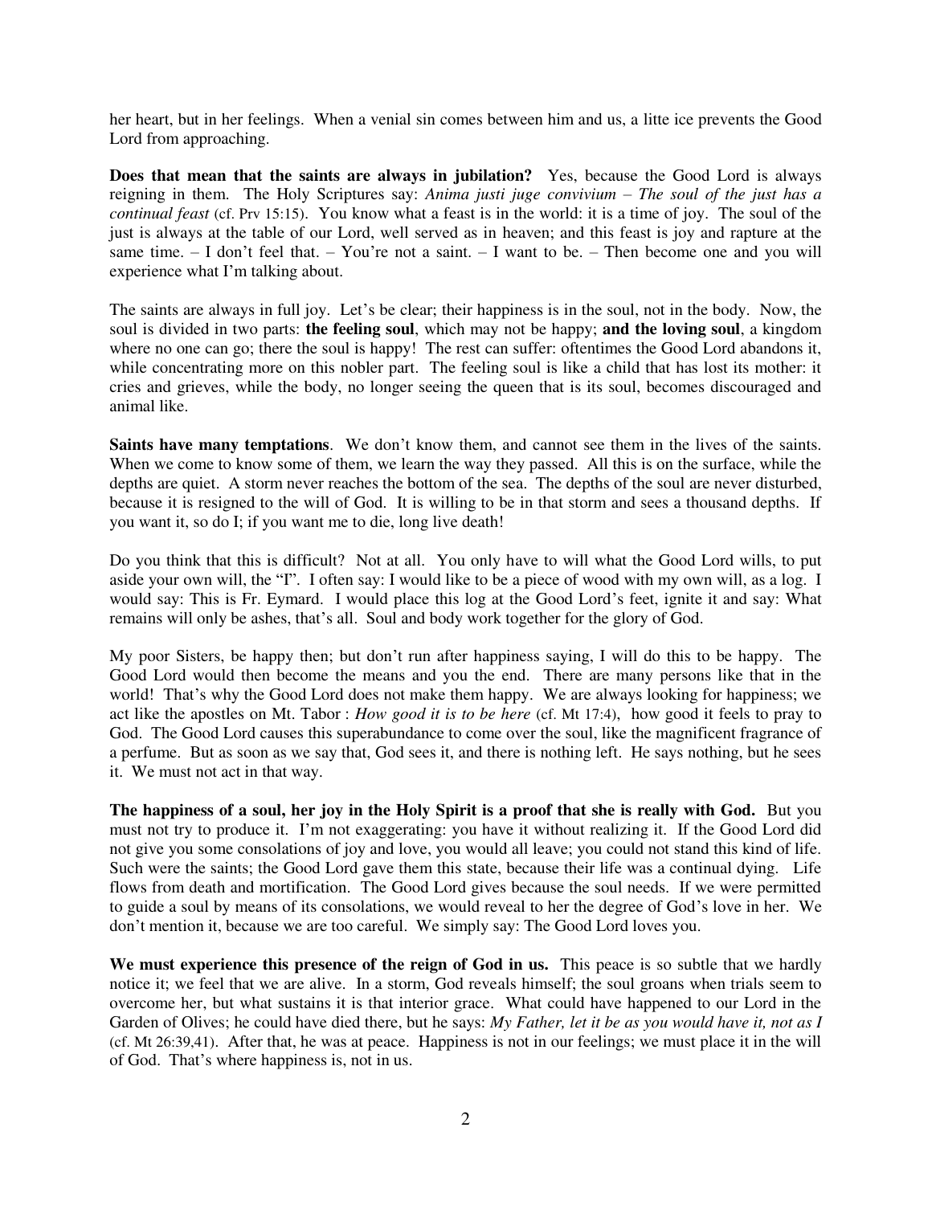her heart, but in her feelings. When a venial sin comes between him and us, a litte ice prevents the Good Lord from approaching.

**Does that mean that the saints are always in jubilation?** Yes, because the Good Lord is always reigning in them. The Holy Scriptures say: *Anima justi juge convivium – The soul of the just has a continual feast* (cf. Prv 15:15). You know what a feast is in the world: it is a time of joy. The soul of the just is always at the table of our Lord, well served as in heaven; and this feast is joy and rapture at the same time. – I don't feel that. – You're not a saint. – I want to be. – Then become one and you will experience what I'm talking about.

The saints are always in full joy. Let's be clear; their happiness is in the soul, not in the body. Now, the soul is divided in two parts: **the feeling soul**, which may not be happy; **and the loving soul**, a kingdom where no one can go; there the soul is happy! The rest can suffer: oftentimes the Good Lord abandons it, while concentrating more on this nobler part. The feeling soul is like a child that has lost its mother: it cries and grieves, while the body, no longer seeing the queen that is its soul, becomes discouraged and animal like.

**Saints have many temptations**. We don't know them, and cannot see them in the lives of the saints. When we come to know some of them, we learn the way they passed. All this is on the surface, while the depths are quiet. A storm never reaches the bottom of the sea. The depths of the soul are never disturbed, because it is resigned to the will of God. It is willing to be in that storm and sees a thousand depths. If you want it, so do I; if you want me to die, long live death!

Do you think that this is difficult? Not at all. You only have to will what the Good Lord wills, to put aside your own will, the "I". I often say: I would like to be a piece of wood with my own will, as a log. I would say: This is Fr. Eymard. I would place this log at the Good Lord's feet, ignite it and say: What remains will only be ashes, that's all. Soul and body work together for the glory of God.

My poor Sisters, be happy then; but don't run after happiness saying, I will do this to be happy. The Good Lord would then become the means and you the end. There are many persons like that in the world! That's why the Good Lord does not make them happy. We are always looking for happiness; we act like the apostles on Mt. Tabor : *How good it is to be here* (cf. Mt 17:4), how good it feels to pray to God. The Good Lord causes this superabundance to come over the soul, like the magnificent fragrance of a perfume. But as soon as we say that, God sees it, and there is nothing left. He says nothing, but he sees it. We must not act in that way.

**The happiness of a soul, her joy in the Holy Spirit is a proof that she is really with God.** But you must not try to produce it. I'm not exaggerating: you have it without realizing it. If the Good Lord did not give you some consolations of joy and love, you would all leave; you could not stand this kind of life. Such were the saints; the Good Lord gave them this state, because their life was a continual dying. Life flows from death and mortification. The Good Lord gives because the soul needs. If we were permitted to guide a soul by means of its consolations, we would reveal to her the degree of God's love in her. We don't mention it, because we are too careful. We simply say: The Good Lord loves you.

**We must experience this presence of the reign of God in us.** This peace is so subtle that we hardly notice it; we feel that we are alive. In a storm, God reveals himself; the soul groans when trials seem to overcome her, but what sustains it is that interior grace. What could have happened to our Lord in the Garden of Olives; he could have died there, but he says: *My Father, let it be as you would have it, not as I* (cf. Mt 26:39,41). After that, he was at peace. Happiness is not in our feelings; we must place it in the will of God. That's where happiness is, not in us.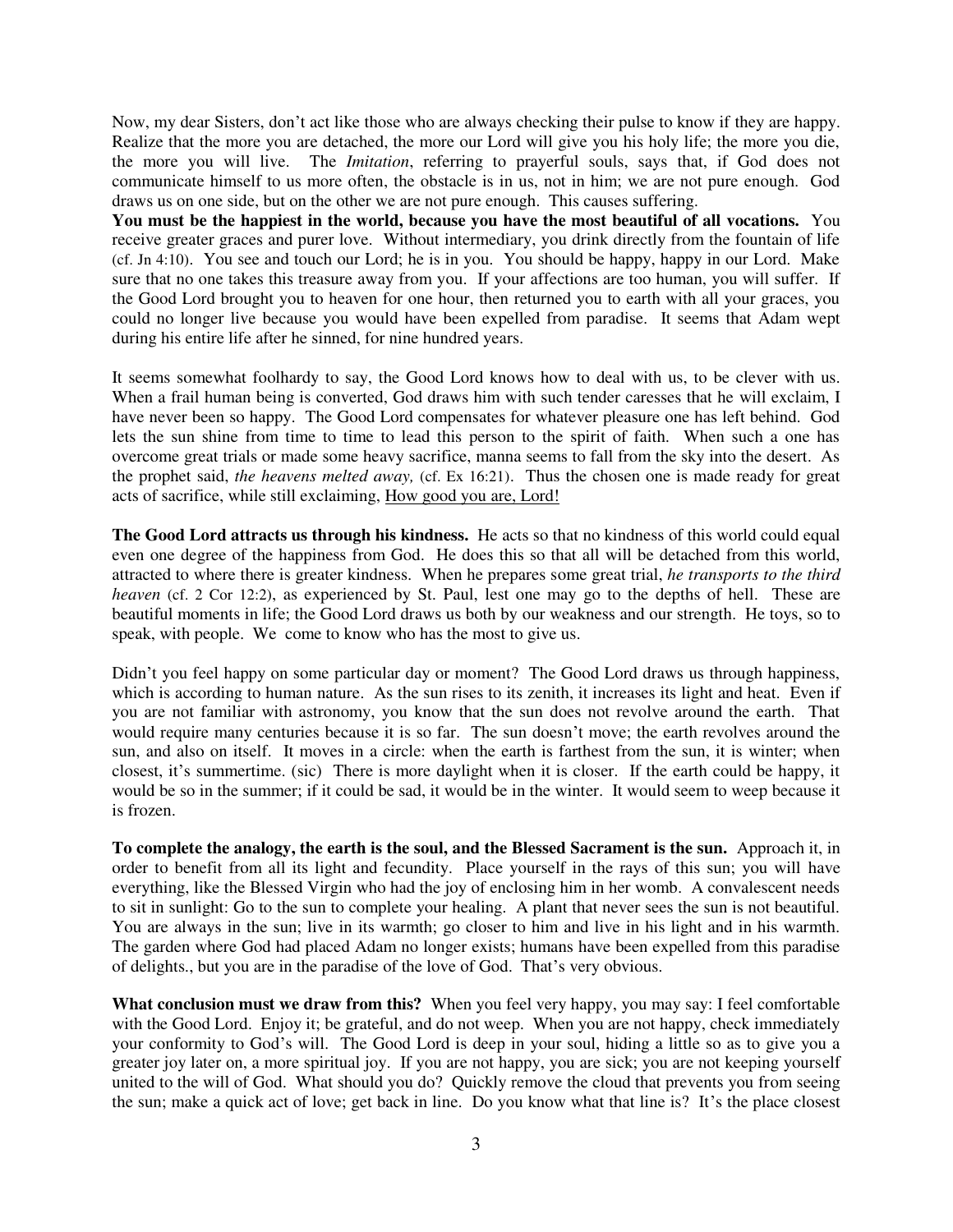Now, my dear Sisters, don't act like those who are always checking their pulse to know if they are happy. Realize that the more you are detached, the more our Lord will give you his holy life; the more you die, the more you will live. The *Imitation*, referring to prayerful souls, says that, if God does not communicate himself to us more often, the obstacle is in us, not in him; we are not pure enough. God draws us on one side, but on the other we are not pure enough. This causes suffering.

**You must be the happiest in the world, because you have the most beautiful of all vocations.** You receive greater graces and purer love. Without intermediary, you drink directly from the fountain of life (cf. Jn 4:10). You see and touch our Lord; he is in you. You should be happy, happy in our Lord. Make sure that no one takes this treasure away from you. If your affections are too human, you will suffer. If the Good Lord brought you to heaven for one hour, then returned you to earth with all your graces, you could no longer live because you would have been expelled from paradise. It seems that Adam wept during his entire life after he sinned, for nine hundred years.

It seems somewhat foolhardy to say, the Good Lord knows how to deal with us, to be clever with us. When a frail human being is converted, God draws him with such tender caresses that he will exclaim, I have never been so happy. The Good Lord compensates for whatever pleasure one has left behind. God lets the sun shine from time to time to lead this person to the spirit of faith. When such a one has overcome great trials or made some heavy sacrifice, manna seems to fall from the sky into the desert. As the prophet said, *the heavens melted away,* (cf. Ex 16:21). Thus the chosen one is made ready for great acts of sacrifice, while still exclaiming, <u>How good you are, Lord!</u>

**The Good Lord attracts us through his kindness.** He acts so that no kindness of this world could equal even one degree of the happiness from God. He does this so that all will be detached from this world, attracted to where there is greater kindness. When he prepares some great trial, *he transports to the third heaven* (cf. 2 Cor 12:2), as experienced by St. Paul, lest one may go to the depths of hell. These are beautiful moments in life; the Good Lord draws us both by our weakness and our strength. He toys, so to speak, with people. We come to know who has the most to give us.

Didn't you feel happy on some particular day or moment? The Good Lord draws us through happiness, which is according to human nature. As the sun rises to its zenith, it increases its light and heat. Even if you are not familiar with astronomy, you know that the sun does not revolve around the earth. That would require many centuries because it is so far. The sun doesn't move; the earth revolves around the sun, and also on itself. It moves in a circle: when the earth is farthest from the sun, it is winter; when closest, it's summertime. (sic) There is more daylight when it is closer. If the earth could be happy, it would be so in the summer; if it could be sad, it would be in the winter. It would seem to weep because it is frozen.

**To complete the analogy, the earth is the soul, and the Blessed Sacrament is the sun.** Approach it, in order to benefit from all its light and fecundity. Place yourself in the rays of this sun; you will have everything, like the Blessed Virgin who had the joy of enclosing him in her womb. A convalescent needs to sit in sunlight: Go to the sun to complete your healing. A plant that never sees the sun is not beautiful. You are always in the sun; live in its warmth; go closer to him and live in his light and in his warmth. The garden where God had placed Adam no longer exists; humans have been expelled from this paradise of delights., but you are in the paradise of the love of God. That's very obvious.

**What conclusion must we draw from this?** When you feel very happy, you may say: I feel comfortable with the Good Lord. Enjoy it; be grateful, and do not weep. When you are not happy, check immediately your conformity to God's will. The Good Lord is deep in your soul, hiding a little so as to give you a greater joy later on, a more spiritual joy. If you are not happy, you are sick; you are not keeping yourself united to the will of God. What should you do? Quickly remove the cloud that prevents you from seeing the sun; make a quick act of love; get back in line. Do you know what that line is? It's the place closest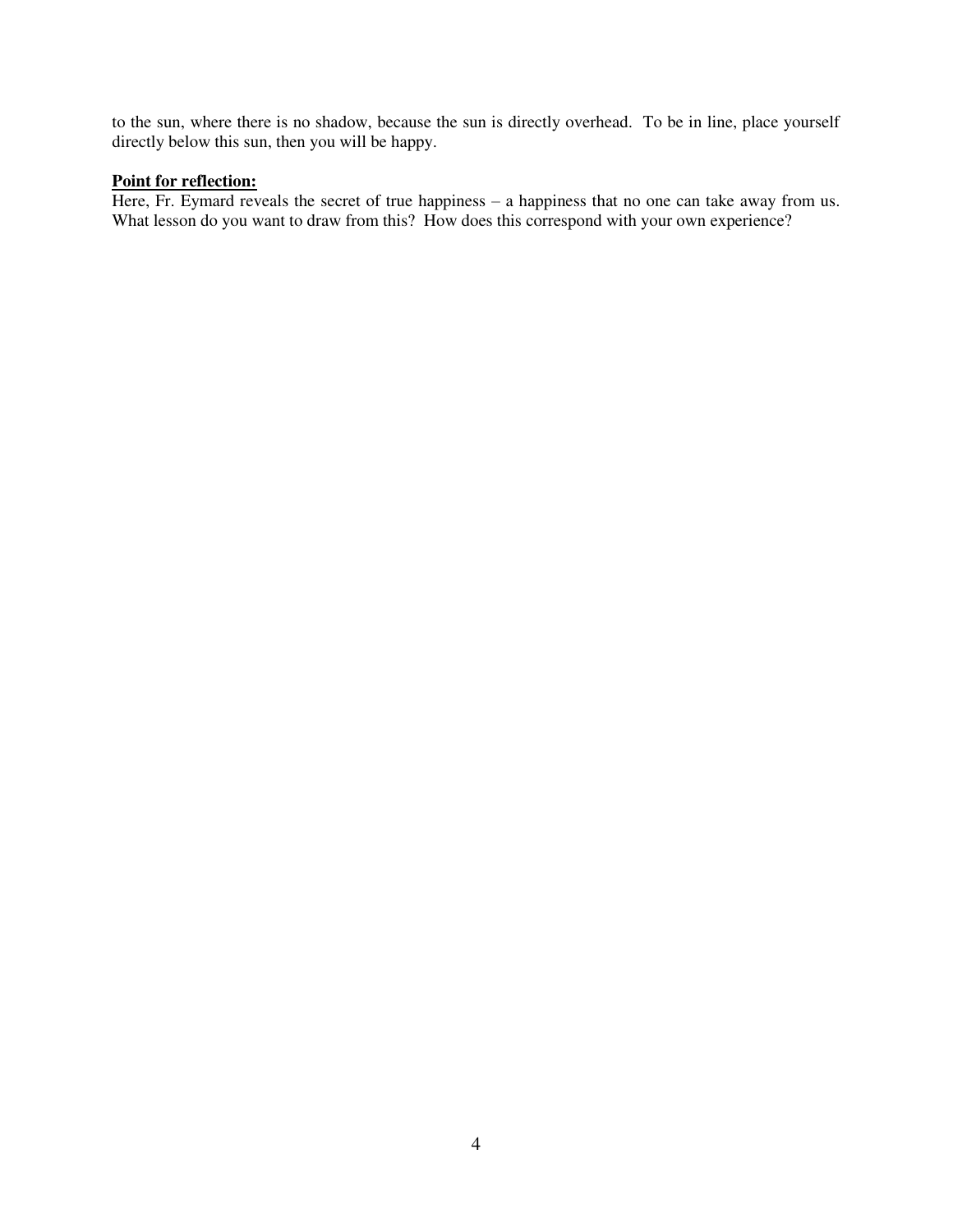to the sun, where there is no shadow, because the sun is directly overhead. To be in line, place yourself directly below this sun, then you will be happy.

**Point for reflection:**

Here, Fr. Eymard reveals the secret of true happiness – a happiness that no one can take away from us. What lesson do you want to draw from this? How does this correspond with your own experience?